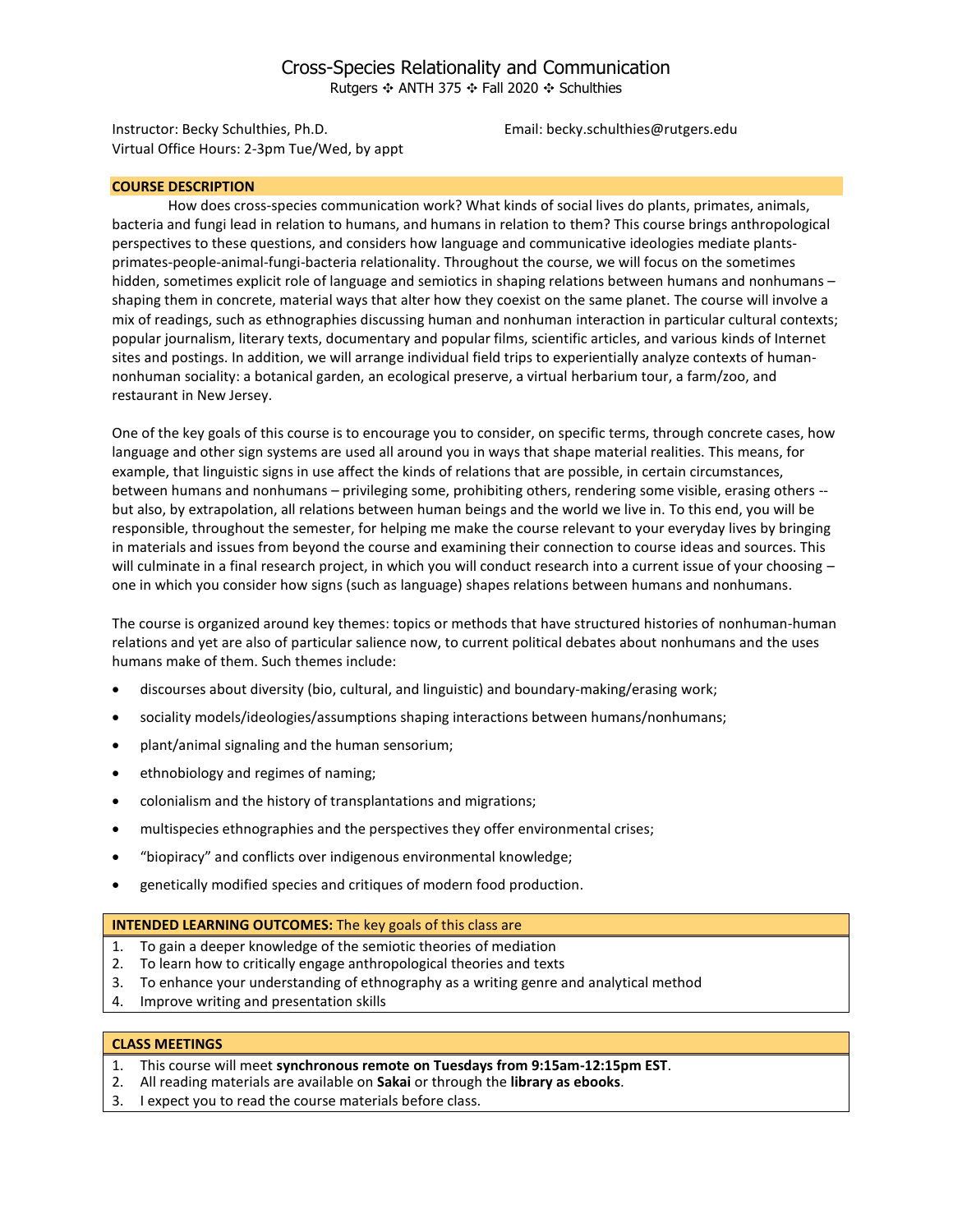# Cross-Species Relationality and Communication

Rutgers ✣ ANTH 375 ✣ Fall 2020 ✣ Schulthies

Instructor: Becky Schulthies, Ph.D.
Virtual Office Hours: 2-3pm Tue/Wed, by appt

Email: becky.schulthies@rutgers.edu

## COURSE DESCRIPTION

How does cross-species communication work? What kinds of social lives do plants, primates, animals, bacteria and fungi lead in relation to humans, and humans in relation to them? This course brings anthropological perspectives to these questions, and considers how language and communicative ideologies mediate plants-primates-people-animal-fungi-bacteria relationality. Throughout the course, we will focus on the sometimes hidden, sometimes explicit role of language and semiotics in shaping relations between humans and nonhumans – shaping them in concrete, material ways that alter how they coexist on the same planet. The course will involve a mix of readings, such as ethnographies discussing human and nonhuman interaction in particular cultural contexts; popular journalism, literary texts, documentary and popular films, scientific articles, and various kinds of Internet sites and postings. In addition, we will arrange individual field trips to experientially analyze contexts of human-nonhuman sociality: a botanical garden, an ecological preserve, a virtual herbarium tour, a farm/zoo, and restaurant in New Jersey.

One of the key goals of this course is to encourage you to consider, on specific terms, through concrete cases, how language and other sign systems are used all around you in ways that shape material realities. This means, for example, that linguistic signs in use affect the kinds of relations that are possible, in certain circumstances, between humans and nonhumans – privileging some, prohibiting others, rendering some visible, erasing others -- but also, by extrapolation, all relations between human beings and the world we live in. To this end, you will be responsible, throughout the semester, for helping me make the course relevant to your everyday lives by bringing in materials and issues from beyond the course and examining their connection to course ideas and sources. This will culminate in a final research project, in which you will conduct research into a current issue of your choosing – one in which you consider how signs (such as language) shapes relations between humans and nonhumans.

The course is organized around key themes: topics or methods that have structured histories of nonhuman-human relations and yet are also of particular salience now, to current political debates about nonhumans and the uses humans make of them. Such themes include:

- discourses about diversity (bio, cultural, and linguistic) and boundary-making/erasing work;
- sociality models/ideologies/assumptions shaping interactions between humans/nonhumans;
- plant/animal signaling and the human sensorium;
- ethnobiology and regimes of naming;
- colonialism and the history of transplantations and migrations;
- multispecies ethnographies and the perspectives they offer environmental crises;
- "biopiracy" and conflicts over indigenous environmental knowledge;
- genetically modified species and critiques of modern food production.

## INTENDED LEARNING OUTCOMES: The key goals of this class are

1. To gain a deeper knowledge of the semiotic theories of mediation
2. To learn how to critically engage anthropological theories and texts
3. To enhance your understanding of ethnography as a writing genre and analytical method
4. Improve writing and presentation skills

## CLASS MEETINGS

1. This course will meet **synchronous remote on Tuesdays from 9:15am-12:15pm EST**.
2. All reading materials are available on **Sakai** or through the **library as ebooks**.
3. I expect you to read the course materials before class.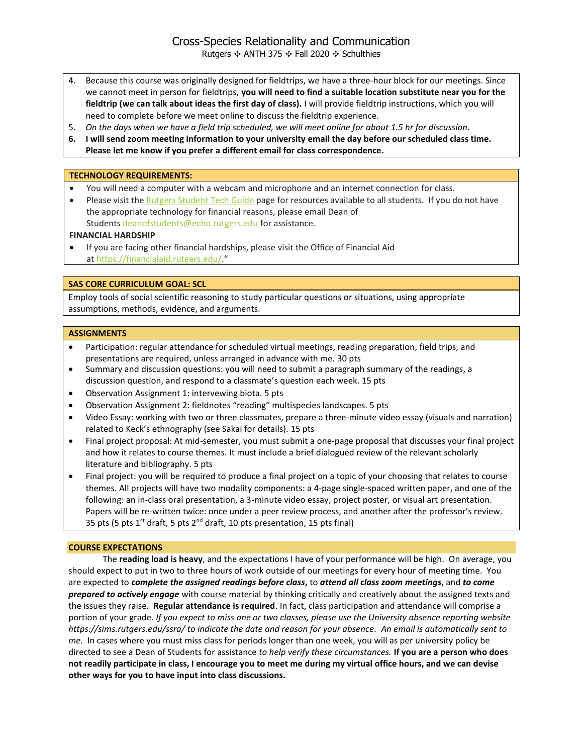4. Because this course was originally designed for fieldtrips, we have a three-hour block for our meetings. Since we cannot meet in person for fieldtrips, **you will need to find a suitable location substitute near you for the fieldtrip (we can talk about ideas the first day of class).** I will provide fieldtrip instructions, which you will need to complete before we meet online to discuss the fieldtrip experience.
5. *On the days when we have a field trip scheduled, we will meet online for about 1.5 hr for discussion*.
6. **I will send zoom meeting information to your university email the day before our scheduled class time. Please let me know if you prefer a different email for class correspondence.**

## TECHNOLOGY REQUIREMENTS:

- You will need a computer with a webcam and microphone and an internet connection for class.
- Please visit the Rutgers Student Tech Guide page for resources available to all students. If you do not have the appropriate technology for financial reasons, please email Dean of Students deanofstudents@echo.rutgers.edu for assistance.

**FINANCIAL HARDSHIP**

- If you are facing other financial hardships, please visit the Office of Financial Aid at https://financialaid.rutgers.edu/."

## SAS CORE CURRICULUM GOAL: SCL

Employ tools of social scientific reasoning to study particular questions or situations, using appropriate assumptions, methods, evidence, and arguments.

## ASSIGNMENTS

- Participation: regular attendance for scheduled virtual meetings, reading preparation, field trips, and presentations are required, unless arranged in advance with me. 30 pts
- Summary and discussion questions: you will need to submit a paragraph summary of the readings, a discussion question, and respond to a classmate's question each week. 15 pts
- Observation Assignment 1: intervewing biota. 5 pts
- Observation Assignment 2: fieldnotes "reading" multispecies landscapes. 5 pts
- Video Essay: working with two or three classmates, prepare a three-minute video essay (visuals and narration) related to Keck's ethnography (see Sakai for details). 15 pts
- Final project proposal: At mid-semester, you must submit a one-page proposal that discusses your final project and how it relates to course themes. It must include a brief dialogued review of the relevant scholarly literature and bibliography. 5 pts
- Final project: you will be required to produce a final project on a topic of your choosing that relates to course themes. All projects will have two modality components: a 4-page single-spaced written paper, and one of the following: an in-class oral presentation, a 3-minute video essay, project poster, or visual art presentation. Papers will be re-written twice: once under a peer review process, and another after the professor's review. 35 pts (5 pts 1st draft, 5 pts 2nd draft, 10 pts presentation, 15 pts final)

## COURSE EXPECTATIONS

The **reading load is heavy**, and the expectations I have of your performance will be high. On average, you should expect to put in two to three hours of work outside of our meetings for every hour of meeting time. You are expected to ***complete the assigned readings before class***, to ***attend all class zoom meetings***, and ***to come prepared to actively engage*** with course material by thinking critically and creatively about the assigned texts and the issues they raise. **Regular attendance is required**. In fact, class participation and attendance will comprise a portion of your grade. *If you expect to miss one or two classes, please use the University absence reporting website https://sims.rutgers.edu/ssra/ to indicate the date and reason for your absence. An email is automatically sent to me.* In cases where you must miss class for periods longer than one week, you will as per university policy be directed to see a Dean of Students for assistance *to help verify these circumstances.* **If you are a person who does not readily participate in class, I encourage you to meet me during my virtual office hours, and we can devise other ways for you to have input into class discussions.**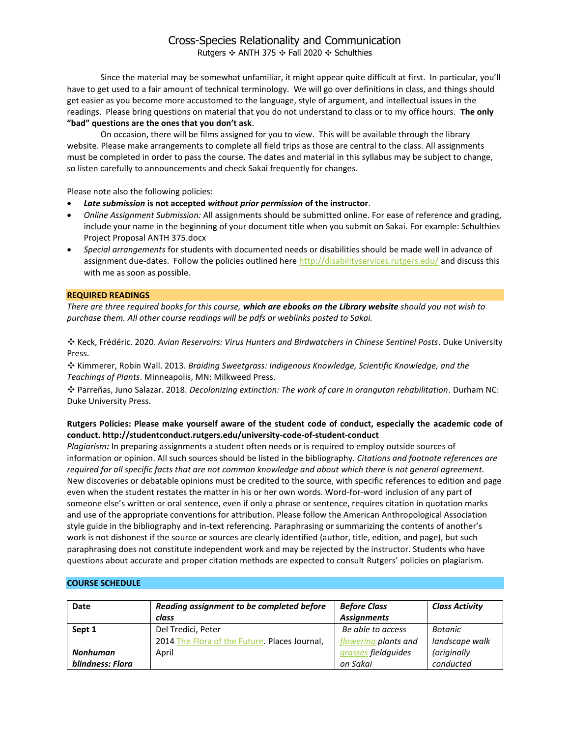Since the material may be somewhat unfamiliar, it might appear quite difficult at first. In particular, you'll have to get used to a fair amount of technical terminology. We will go over definitions in class, and things should get easier as you become more accustomed to the language, style of argument, and intellectual issues in the readings. Please bring questions on material that you do not understand to class or to my office hours. **The only "bad" questions are the ones that you don't ask**.

On occasion, there will be films assigned for you to view. This will be available through the library website. Please make arrangements to complete all field trips as those are central to the class. All assignments must be completed in order to pass the course. The dates and material in this syllabus may be subject to change, so listen carefully to announcements and check Sakai frequently for changes.

Please note also the following policies:

- ***Late submission*** **is not accepted** ***without prior permission*** **of the instructor**.
- *Online Assignment Submission:* All assignments should be submitted online. For ease of reference and grading, include your name in the beginning of your document title when you submit on Sakai. For example: Schulthies Project Proposal ANTH 375.docx
- *Special arrangements* for students with documented needs or disabilities should be made well in advance of assignment due-dates. Follow the policies outlined here http://disabilityservices.rutgers.edu/ and discuss this with me as soon as possible.

## REQUIRED READINGS

*There are three required books for this course,* ***which are ebooks on the Library website*** *should you not wish to purchase them. All other course readings will be pdfs or weblinks posted to Sakai.*

✣ Keck, Frédéric. 2020. *Avian Reservoirs: Virus Hunters and Birdwatchers in Chinese Sentinel Posts*. Duke University Press.

✣ Kimmerer, Robin Wall. 2013. *Braiding Sweetgrass: Indigenous Knowledge, Scientific Knowledge, and the Teachings of Plants*. Minneapolis, MN: Milkweed Press.

✣ Parreñas, Juno Salazar. 2018. *Decolonizing extinction: The work of care in orangutan rehabilitation*. Durham NC: Duke University Press.

**Rutgers Policies: Please make yourself aware of the student code of conduct, especially the academic code of conduct. http://studentconduct.rutgers.edu/university-code-of-student-conduct**

***Plagiarism:*** In preparing assignments a student often needs or is required to employ outside sources of information or opinion. All such sources should be listed in the bibliography. *Citations and footnote references are required for all specific facts that are not common knowledge and about which there is not general agreement.* New discoveries or debatable opinions must be credited to the source, with specific references to edition and page even when the student restates the matter in his or her own words. Word-for-word inclusion of any part of someone else's written or oral sentence, even if only a phrase or sentence, requires citation in quotation marks and use of the appropriate conventions for attribution. Please follow the American Anthropological Association style guide in the bibliography and in-text referencing. Paraphrasing or summarizing the contents of another's work is not dishonest if the source or sources are clearly identified (author, title, edition, and page), but such paraphrasing does not constitute independent work and may be rejected by the instructor. Students who have questions about accurate and proper citation methods are expected to consult Rutgers' policies on plagiarism.

## COURSE SCHEDULE

| Date | *Reading assignment to be completed before class* | *Before Class Assignments* | *Class Activity* |
| --- | --- | --- | --- |
| **Sept 1**<br><br>***Nonhuman blindness: Flora*** | Del Tredici, Peter<br>2014 The Flora of the Future. Places Journal, April | *Be able to access flowering plants and grasses fieldguides on Sakai* | *Botanic landscape walk (originally conducted* |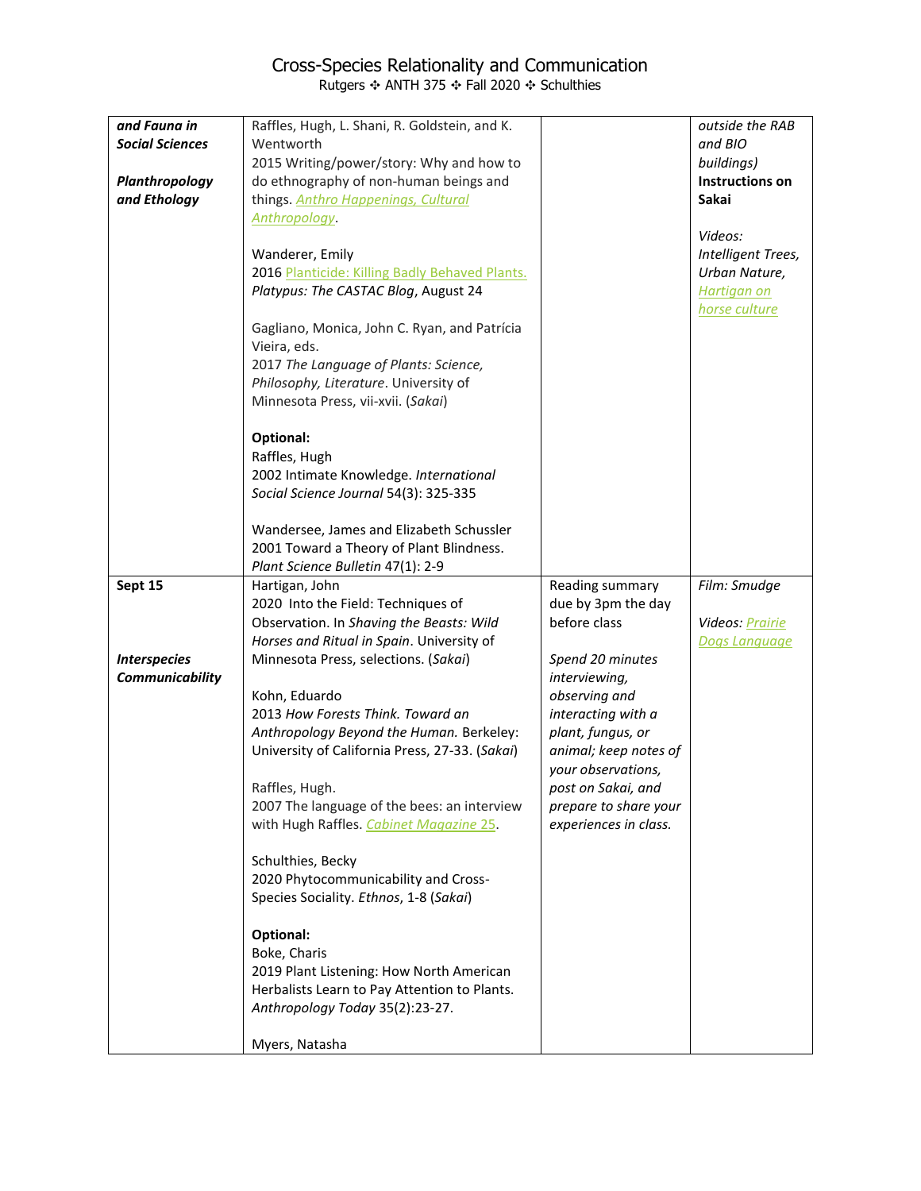| | | | |
|---|---|---|---|
| ***and Fauna in Social Sciences***<br><br>***Planthropology and Ethology*** | Raffles, Hugh, L. Shani, R. Goldstein, and K. Wentworth<br>2015 Writing/power/story: Why and how to do ethnography of non-human beings and things. *Anthro Happenings, Cultural Anthropology*.<br><br>Wanderer, Emily<br>2016 Planticide: Killing Badly Behaved Plants. *Platypus: The CASTAC Blog*, August 24<br><br>Gagliano, Monica, John C. Ryan, and Patrícia Vieira, eds.<br>2017 *The Language of Plants: Science, Philosophy, Literature*. University of Minnesota Press, vii-xvii. (*Sakai*)<br><br>**Optional:**<br>Raffles, Hugh<br>2002 Intimate Knowledge. *International Social Science Journal* 54(3): 325-335<br><br>Wandersee, James and Elizabeth Schussler<br>2001 Toward a Theory of Plant Blindness. *Plant Science Bulletin* 47(1): 2-9 | | *outside the RAB and BIO buildings)*<br>**Instructions on Sakai**<br><br>*Videos: Intelligent Trees, Urban Nature, Hartigan on horse culture* |
| **Sept 15**<br><br><br><br>***Interspecies Communicability*** | Hartigan, John<br>2020 Into the Field: Techniques of Observation. In *Shaving the Beasts: Wild Horses and Ritual in Spain*. University of Minnesota Press, selections. (*Sakai*)<br><br>Kohn, Eduardo<br>2013 *How Forests Think. Toward an Anthropology Beyond the Human.* Berkeley: University of California Press, 27-33. (*Sakai*)<br><br>Raffles, Hugh.<br>2007 The language of the bees: an interview with Hugh Raffles. *Cabinet Magazine 25*.<br><br>Schulthies, Becky<br>2020 Phytocommunicability and Cross-Species Sociality. *Ethnos*, 1-8 (*Sakai*)<br><br>**Optional:**<br>Boke, Charis<br>2019 Plant Listening: How North American Herbalists Learn to Pay Attention to Plants. *Anthropology Today* 35(2):23-27.<br><br>Myers, Natasha | Reading summary due by 3pm the day before class<br><br>*Spend 20 minutes interviewing, observing and interacting with a plant, fungus, or animal; keep notes of your observations, post on Sakai, and prepare to share your experiences in class.* | *Film: Smudge*<br><br>*Videos: Prairie Dogs Language* |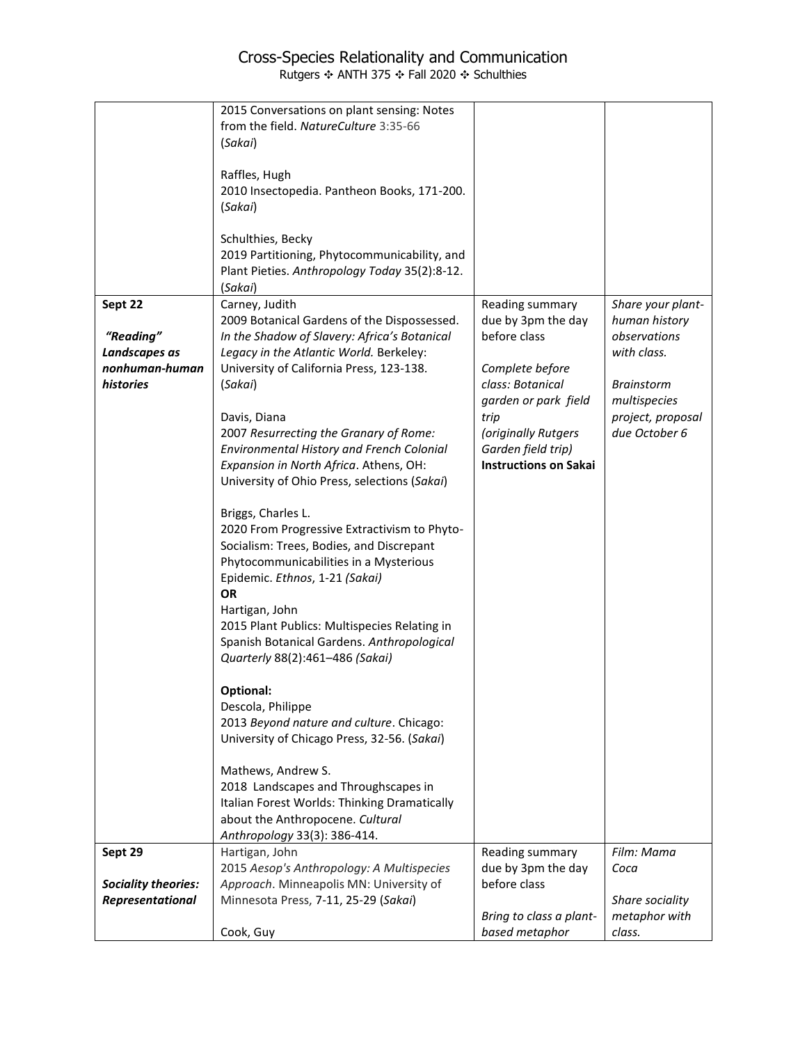| | | | |
|---|---|---|---|
| | 2015 Conversations on plant sensing: Notes from the field. *NatureCulture* 3:35-66 (*Sakai*)<br><br>Raffles, Hugh<br>2010 Insectopedia. Pantheon Books, 171-200. (*Sakai*)<br><br>Schulthies, Becky<br>2019 Partitioning, Phytocommunicability, and Plant Pieties. *Anthropology Today* 35(2):8-12. (*Sakai*) | | |
| **Sept 22**<br><br>***"Reading" Landscapes as nonhuman-human histories*** | Carney, Judith<br>2009 Botanical Gardens of the Dispossessed. *In the Shadow of Slavery: Africa's Botanical Legacy in the Atlantic World.* Berkeley: University of California Press, 123-138. (*Sakai*)<br><br>Davis, Diana<br>2007 *Resurrecting the Granary of Rome: Environmental History and French Colonial Expansion in North Africa*. Athens, OH: University of Ohio Press, selections (*Sakai*)<br><br>Briggs, Charles L.<br>2020 From Progressive Extractivism to Phyto-Socialism: Trees, Bodies, and Discrepant Phytocommunicabilities in a Mysterious Epidemic. *Ethnos*, 1-21 *(Sakai)*<br>**OR**<br>Hartigan, John<br>2015 Plant Publics: Multispecies Relating in Spanish Botanical Gardens. *Anthropological Quarterly* 88(2):461–486 *(Sakai)*<br><br>**Optional:**<br>Descola, Philippe<br>2013 *Beyond nature and culture*. Chicago: University of Chicago Press, 32-56. (*Sakai*)<br><br>Mathews, Andrew S.<br>2018 Landscapes and Throughscapes in Italian Forest Worlds: Thinking Dramatically about the Anthropocene. *Cultural Anthropology* 33(3): 386-414. | Reading summary due by 3pm the day before class<br><br>*Complete before class: Botanical garden or park field trip (originally Rutgers Garden field trip)*<br>**Instructions on Sakai** | *Share your plant-human history observations with class.*<br><br>*Brainstorm multispecies project, proposal due October 6* |
| **Sept 29**<br><br>***Sociality theories: Representational*** | Hartigan, John<br>2015 *Aesop's Anthropology: A Multispecies Approach*. Minneapolis MN: University of Minnesota Press, 7-11, 25-29 (*Sakai*)<br><br>Cook, Guy | Reading summary due by 3pm the day before class<br><br>*Bring to class a plant-based metaphor* | *Film: Mama Coca*<br><br>*Share sociality metaphor with class.* |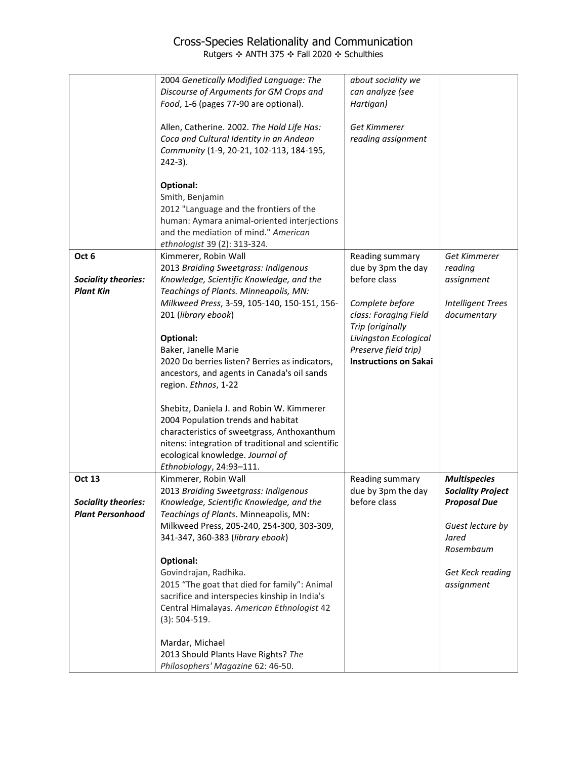| | | | |
|---|---|---|---|
| | 2004 *Genetically Modified Language: The Discourse of Arguments for GM Crops and Food*, 1-6 (pages 77-90 are optional).<br><br>Allen, Catherine. 2002. *The Hold Life Has: Coca and Cultural Identity in an Andean Community* (1-9, 20-21, 102-113, 184-195, 242-3).<br><br>**Optional:**<br>Smith, Benjamin<br>2012 "Language and the frontiers of the human: Aymara animal-oriented interjections and the mediation of mind." *American ethnologist* 39 (2): 313-324. | *about sociality we can analyze (see Hartigan)*<br><br>*Get Kimmerer reading assignment* | |
| **Oct 6**<br><br>***Sociality theories: Plant Kin*** | Kimmerer, Robin Wall<br>2013 *Braiding Sweetgrass: Indigenous Knowledge, Scientific Knowledge, and the Teachings of Plants. Minneapolis, MN: Milkweed Press*, 3-59, 105-140, 150-151, 156-201 (*library ebook*)<br><br>**Optional:**<br>Baker, Janelle Marie<br>2020 Do berries listen? Berries as indicators, ancestors, and agents in Canada's oil sands region. *Ethnos*, 1-22<br><br>Shebitz, Daniela J. and Robin W. Kimmerer<br>2004 Population trends and habitat characteristics of sweetgrass, Anthoxanthum nitens: integration of traditional and scientific ecological knowledge. *Journal of Ethnobiology*, 24:93–111. | Reading summary due by 3pm the day before class<br><br>*Complete before class: Foraging Field Trip (originally Livingston Ecological Preserve field trip)*<br>***Instructions on Sakai*** | *Get Kimmerer reading assignment*<br><br>*Intelligent Trees documentary* |
| **Oct 13**<br><br>***Sociality theories: Plant Personhood*** | Kimmerer, Robin Wall<br>2013 *Braiding Sweetgrass: Indigenous Knowledge, Scientific Knowledge, and the Teachings of Plants*. Minneapolis, MN: Milkweed Press, 205-240, 254-300, 303-309, 341-347, 360-383 (*library ebook*)<br><br>**Optional:**<br>Govindrajan, Radhika.<br>2015 "The goat that died for family": Animal sacrifice and interspecies kinship in India's Central Himalayas. *American Ethnologist* 42 (3): 504-519.<br><br>Mardar, Michael<br>2013 Should Plants Have Rights? *The Philosophers' Magazine* 62: 46-50. | Reading summary due by 3pm the day before class | ***Multispecies Sociality Project Proposal Due***<br><br>*Guest lecture by Jared Rosembaum*<br><br>*Get Keck reading assignment* |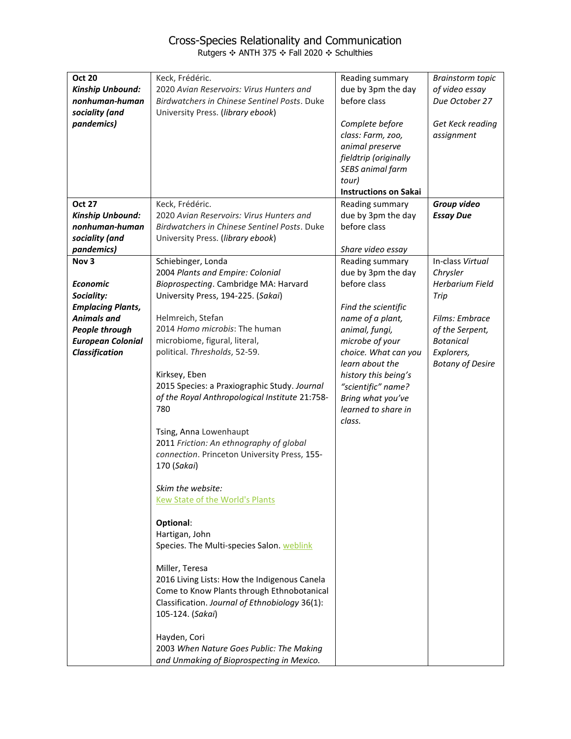# Cross-Species Relationality and Communication

Rutgers ✣ ANTH 375 ✣ Fall 2020 ✣ Schulthies

| | | | |
|---|---|---|---|
| **Oct 20** ***Kinship Unbound: nonhuman-human sociality (and pandemics)*** | Keck, Frédéric. 2020 *Avian Reservoirs: Virus Hunters and Birdwatchers in Chinese Sentinel Posts*. Duke University Press. (*library ebook*) | Reading summary due by 3pm the day before class<br><br>*Complete before class: Farm, zoo, animal preserve fieldtrip (originally SEBS animal farm tour)*<br>**Instructions on Sakai** | *Brainstorm topic of video essay Due October 27*<br><br>*Get Keck reading assignment* |
| **Oct 27** ***Kinship Unbound: nonhuman-human sociality (and pandemics)*** | Keck, Frédéric. 2020 *Avian Reservoirs: Virus Hunters and Birdwatchers in Chinese Sentinel Posts*. Duke University Press. (*library ebook*) | Reading summary due by 3pm the day before class<br><br>*Share video essay* | ***Group video Essay Due*** |
| **Nov 3**<br><br>***Economic Sociality: Emplacing Plants, Animals and People through European Colonial Classification*** | Schiebinger, Londa 2004 *Plants and Empire: Colonial Bioprospecting*. Cambridge MA: Harvard University Press, 194-225. (*Sakai*)<br><br>Helmreich, Stefan 2014 *Homo microbis*: The human microbiome, figural, literal, political. *Thresholds*, 52-59.<br><br>Kirksey, Eben 2015 Species: a Praxiographic Study. *Journal of the Royal Anthropological Institute* 21:758-780<br><br>Tsing, Anna Lowenhaupt 2011 *Friction: An ethnography of global connection*. Princeton University Press, 155-170 (*Sakai*)<br><br>*Skim the website:* Kew State of the World's Plants<br><br>**Optional**:<br>Hartigan, John Species. The Multi-species Salon. weblink<br><br>Miller, Teresa 2016 Living Lists: How the Indigenous Canela Come to Know Plants through Ethnobotanical Classification. *Journal of Ethnobiology* 36(1): 105-124. (*Sakai*)<br><br>Hayden, Cori 2003 *When Nature Goes Public: The Making and Unmaking of Bioprospecting in Mexico.* | Reading summary due by 3pm the day before class<br><br>*Find the scientific name of a plant, animal, fungi, microbe of your choice. What can you learn about the history this being's "scientific" name? Bring what you've learned to share in class.* | In-class *Virtual Chrysler Herbarium Field Trip*<br><br>*Films: Embrace of the Serpent, Botanical Explorers, Botany of Desire* |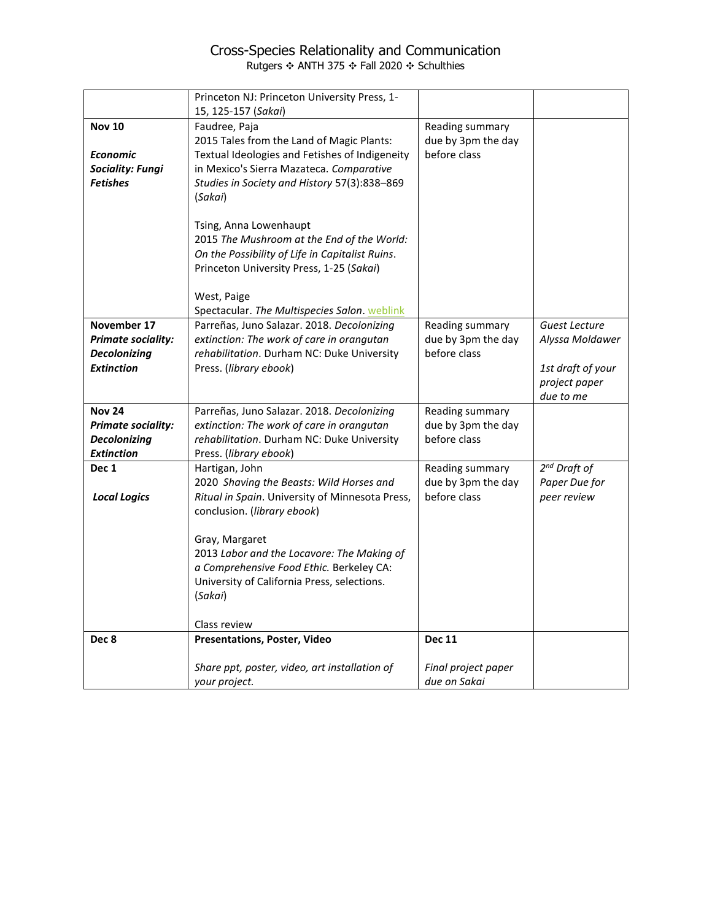| | | | |
|---|---|---|---|
| | Princeton NJ: Princeton University Press, 1-15, 125-157 (*Sakai*) | | |
| **Nov 10**<br><br>***Economic Sociality: Fungi Fetishes*** | Faudree, Paja<br>2015 Tales from the Land of Magic Plants: Textual Ideologies and Fetishes of Indigeneity in Mexico's Sierra Mazateca. *Comparative Studies in Society and History* 57(3):838–869 (*Sakai*)<br><br>Tsing, Anna Lowenhaupt<br>2015 *The Mushroom at the End of the World: On the Possibility of Life in Capitalist Ruins*. Princeton University Press, 1-25 (*Sakai*)<br><br>West, Paige<br>Spectacular. *The Multispecies Salon*. weblink | Reading summary due by 3pm the day before class | |
| **November 17**<br>***Primate sociality: Decolonizing Extinction*** | Parreñas, Juno Salazar. 2018. *Decolonizing extinction: The work of care in orangutan rehabilitation*. Durham NC: Duke University Press. (*library ebook*) | Reading summary due by 3pm the day before class | *Guest Lecture Alyssa Moldawer*<br><br>*1st draft of your project paper due to me* |
| **Nov 24**<br>***Primate sociality: Decolonizing Extinction*** | Parreñas, Juno Salazar. 2018. *Decolonizing extinction: The work of care in orangutan rehabilitation*. Durham NC: Duke University Press. (*library ebook*) | Reading summary due by 3pm the day before class | |
| **Dec 1**<br><br>***Local Logics*** | Hartigan, John<br>2020 *Shaving the Beasts: Wild Horses and Ritual in Spain*. University of Minnesota Press, conclusion. (*library ebook*)<br><br>Gray, Margaret<br>2013 *Labor and the Locavore: The Making of a Comprehensive Food Ethic.* Berkeley CA: University of California Press, selections. (*Sakai*)<br><br>Class review | Reading summary due by 3pm the day before class | *2nd Draft of Paper Due for peer review* |
| **Dec 8** | **Presentations, Poster, Video**<br><br>*Share ppt, poster, video, art installation of your project.* | **Dec 11**<br><br>*Final project paper due on Sakai* | |